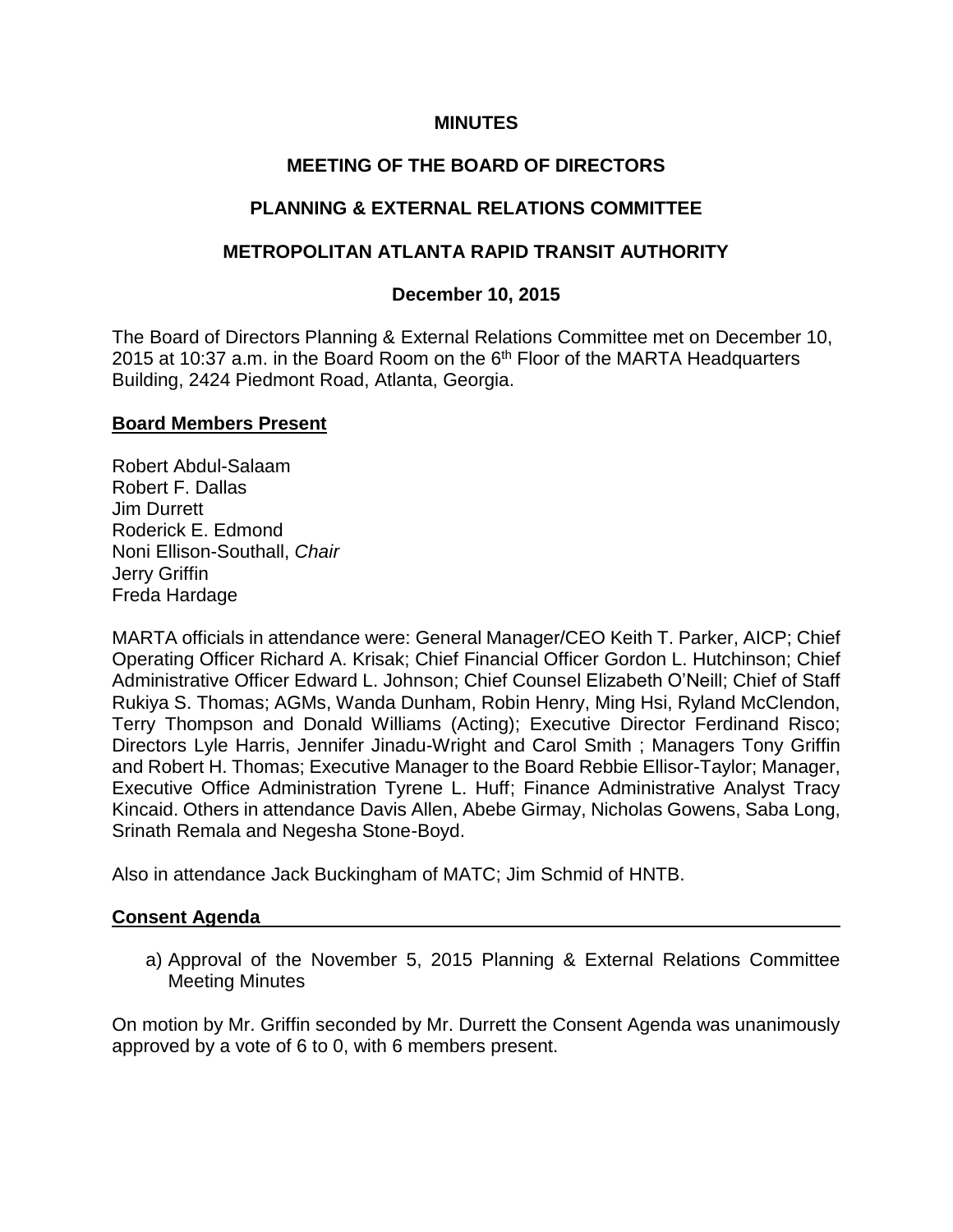**MINUTES**

**MEETING OF THE BOARD OF DIRECTORS**

**PLANNING & EXTERNAL RELATIONS COMMITTEE**

**METROPOLITAN ATLANTA RAPID TRANSIT AUTHORITY**

**December 10, 2015**

The Board of Directors Planning & External Relations Committee met on December 10, 2015 at 10:37 a.m. in the Board Room on the 6th Floor of the MARTA Headquarters Building, 2424 Piedmont Road, Atlanta, Georgia.

**Board Members Present**

Robert Abdul-Salaam
Robert F. Dallas
Jim Durrett
Roderick E. Edmond
Noni Ellison-Southall, *Chair*
Jerry Griffin
Freda Hardage

MARTA officials in attendance were: General Manager/CEO Keith T. Parker, AICP; Chief Operating Officer Richard A. Krisak; Chief Financial Officer Gordon L. Hutchinson; Chief Administrative Officer Edward L. Johnson; Chief Counsel Elizabeth O'Neill; Chief of Staff Rukiya S. Thomas; AGMs, Wanda Dunham, Robin Henry, Ming Hsi, Ryland McClendon, Terry Thompson and Donald Williams (Acting); Executive Director Ferdinand Risco; Directors Lyle Harris, Jennifer Jinadu-Wright and Carol Smith ; Managers Tony Griffin and Robert H. Thomas; Executive Manager to the Board Rebbie Ellisor-Taylor; Manager, Executive Office Administration Tyrene L. Huff; Finance Administrative Analyst Tracy Kincaid. Others in attendance Davis Allen, Abebe Girmay, Nicholas Gowens, Saba Long, Srinath Remala and Negesha Stone-Boyd.

Also in attendance Jack Buckingham of MATC; Jim Schmid of HNTB.

**Consent Agenda**

a) Approval of the November 5, 2015 Planning & External Relations Committee Meeting Minutes

On motion by Mr. Griffin seconded by Mr. Durrett the Consent Agenda was unanimously approved by a vote of 6 to 0, with 6 members present.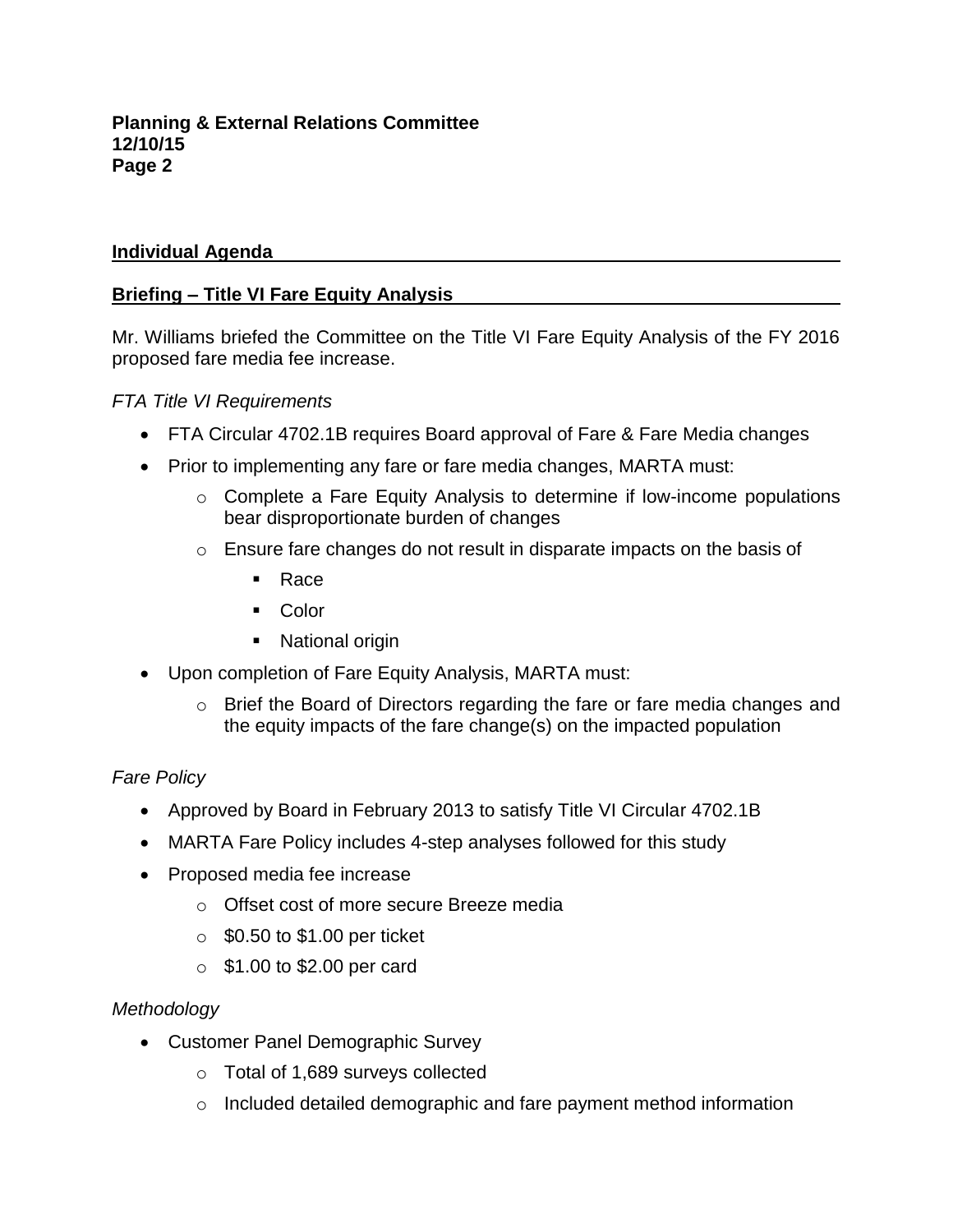**Individual Agenda**

**Briefing – Title VI Fare Equity Analysis**

Mr. Williams briefed the Committee on the Title VI Fare Equity Analysis of the FY 2016 proposed fare media fee increase.

*FTA Title VI Requirements*

- FTA Circular 4702.1B requires Board approval of Fare & Fare Media changes
- Prior to implementing any fare or fare media changes, MARTA must:
    - Complete a Fare Equity Analysis to determine if low-income populations bear disproportionate burden of changes
    - Ensure fare changes do not result in disparate impacts on the basis of
        - Race
        - Color
        - National origin
- Upon completion of Fare Equity Analysis, MARTA must:
    - Brief the Board of Directors regarding the fare or fare media changes and the equity impacts of the fare change(s) on the impacted population

*Fare Policy*

- Approved by Board in February 2013 to satisfy Title VI Circular 4702.1B
- MARTA Fare Policy includes 4-step analyses followed for this study
- Proposed media fee increase
    - Offset cost of more secure Breeze media
    - $0.50 to $1.00 per ticket
    - $1.00 to $2.00 per card

*Methodology*

- Customer Panel Demographic Survey
    - Total of 1,689 surveys collected
    - Included detailed demographic and fare payment method information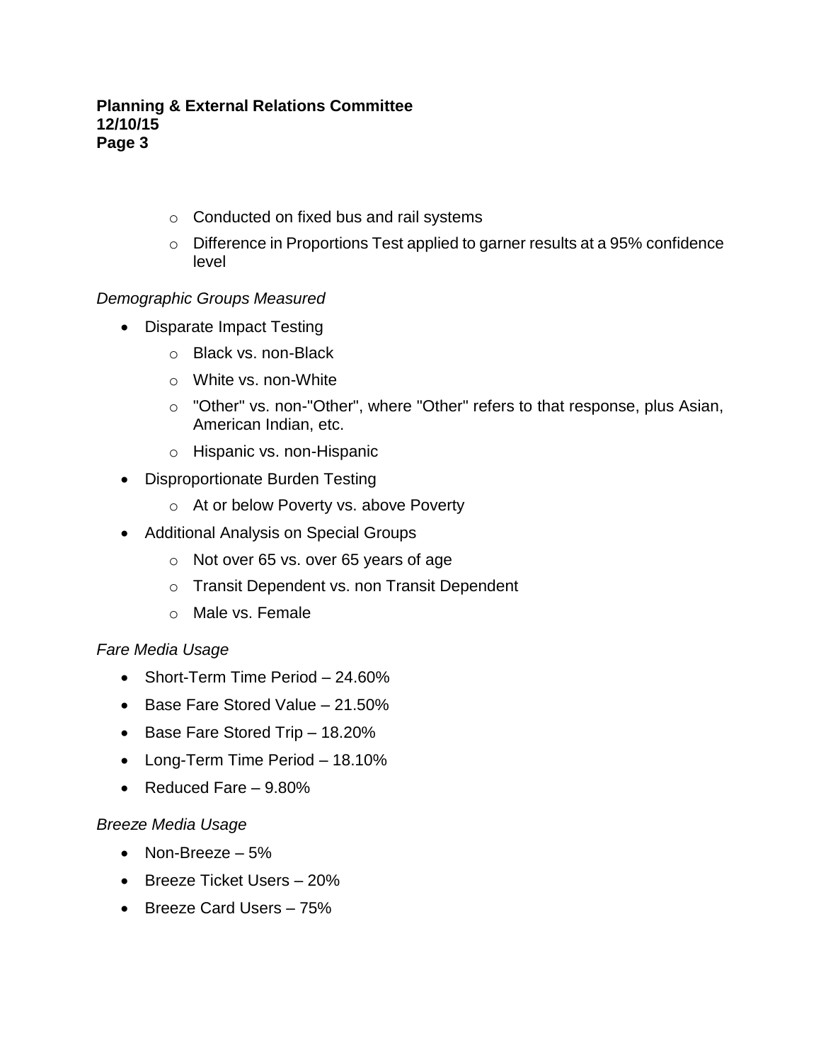- Conducted on fixed bus and rail systems
- Difference in Proportions Test applied to garner results at a 95% confidence level

*Demographic Groups Measured*

- Disparate Impact Testing
  - Black vs. non-Black
  - White vs. non-White
  - "Other" vs. non-"Other", where "Other" refers to that response, plus Asian, American Indian, etc.
  - Hispanic vs. non-Hispanic
- Disproportionate Burden Testing
  - At or below Poverty vs. above Poverty
- Additional Analysis on Special Groups
  - Not over 65 vs. over 65 years of age
  - Transit Dependent vs. non Transit Dependent
  - Male vs. Female

*Fare Media Usage*

- Short-Term Time Period – 24.60%
- Base Fare Stored Value – 21.50%
- Base Fare Stored Trip – 18.20%
- Long-Term Time Period – 18.10%
- Reduced Fare – 9.80%

*Breeze Media Usage*

- Non-Breeze – 5%
- Breeze Ticket Users – 20%
- Breeze Card Users – 75%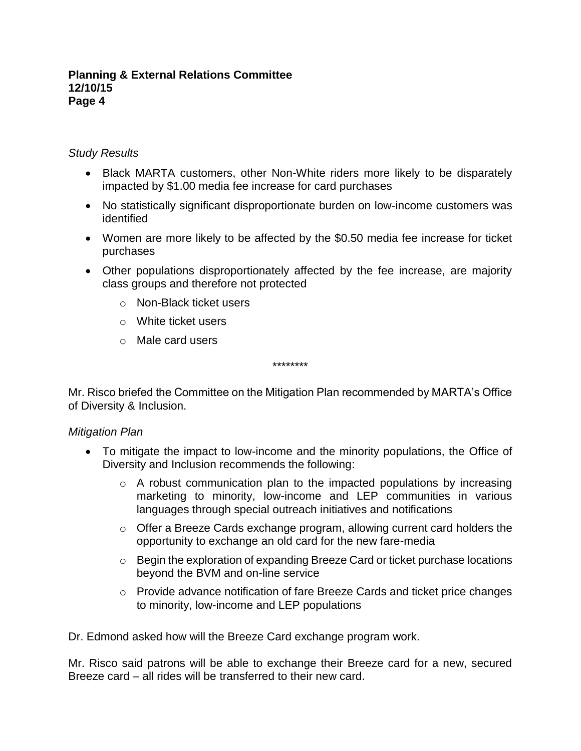*Study Results*

- Black MARTA customers, other Non-White riders more likely to be disparately impacted by $1.00 media fee increase for card purchases
- No statistically significant disproportionate burden on low-income customers was identified
- Women are more likely to be affected by the $0.50 media fee increase for ticket purchases
- Other populations disproportionately affected by the fee increase, are majority class groups and therefore not protected
    - Non-Black ticket users
    - White ticket users
    - Male card users

********

Mr. Risco briefed the Committee on the Mitigation Plan recommended by MARTA's Office of Diversity & Inclusion.

*Mitigation Plan*

- To mitigate the impact to low-income and the minority populations, the Office of Diversity and Inclusion recommends the following:
    - A robust communication plan to the impacted populations by increasing marketing to minority, low-income and LEP communities in various languages through special outreach initiatives and notifications
    - Offer a Breeze Cards exchange program, allowing current card holders the opportunity to exchange an old card for the new fare-media
    - Begin the exploration of expanding Breeze Card or ticket purchase locations beyond the BVM and on-line service
    - Provide advance notification of fare Breeze Cards and ticket price changes to minority, low-income and LEP populations

Dr. Edmond asked how will the Breeze Card exchange program work.

Mr. Risco said patrons will be able to exchange their Breeze card for a new, secured Breeze card – all rides will be transferred to their new card.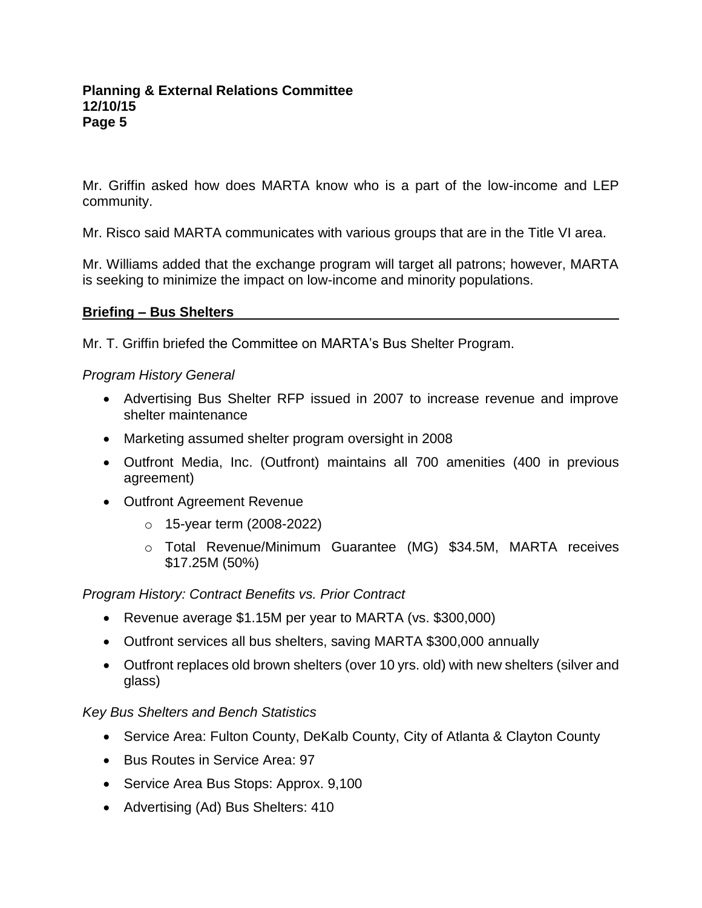Mr. Griffin asked how does MARTA know who is a part of the low-income and LEP community.

Mr. Risco said MARTA communicates with various groups that are in the Title VI area.

Mr. Williams added that the exchange program will target all patrons; however, MARTA is seeking to minimize the impact on low-income and minority populations.

## Briefing – Bus Shelters

Mr. T. Griffin briefed the Committee on MARTA's Bus Shelter Program.

*Program History General*

- Advertising Bus Shelter RFP issued in 2007 to increase revenue and improve shelter maintenance
- Marketing assumed shelter program oversight in 2008
- Outfront Media, Inc. (Outfront) maintains all 700 amenities (400 in previous agreement)
- Outfront Agreement Revenue
  - 15-year term (2008-2022)
  - Total Revenue/Minimum Guarantee (MG) $34.5M, MARTA receives $17.25M (50%)

*Program History: Contract Benefits vs. Prior Contract*

- Revenue average $1.15M per year to MARTA (vs. $300,000)
- Outfront services all bus shelters, saving MARTA $300,000 annually
- Outfront replaces old brown shelters (over 10 yrs. old) with new shelters (silver and glass)

*Key Bus Shelters and Bench Statistics*

- Service Area: Fulton County, DeKalb County, City of Atlanta & Clayton County
- Bus Routes in Service Area: 97
- Service Area Bus Stops: Approx. 9,100
- Advertising (Ad) Bus Shelters: 410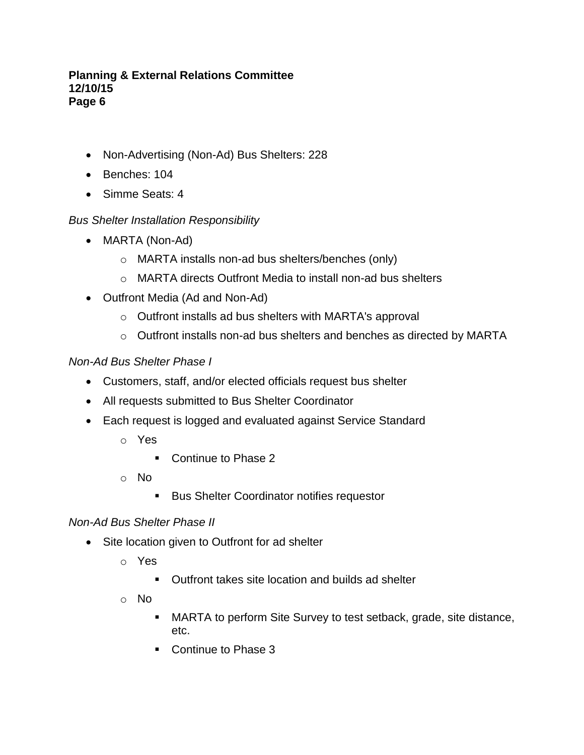- Non-Advertising (Non-Ad) Bus Shelters: 228
- Benches: 104
- Simme Seats: 4

*Bus Shelter Installation Responsibility*

- MARTA (Non-Ad)
    - MARTA installs non-ad bus shelters/benches (only)
    - MARTA directs Outfront Media to install non-ad bus shelters
- Outfront Media (Ad and Non-Ad)
    - Outfront installs ad bus shelters with MARTA's approval
    - Outfront installs non-ad bus shelters and benches as directed by MARTA

*Non-Ad Bus Shelter Phase I*

- Customers, staff, and/or elected officials request bus shelter
- All requests submitted to Bus Shelter Coordinator
- Each request is logged and evaluated against Service Standard
    - Yes
        - Continue to Phase 2
    - No
        - Bus Shelter Coordinator notifies requestor

*Non-Ad Bus Shelter Phase II*

- Site location given to Outfront for ad shelter
    - Yes
        - Outfront takes site location and builds ad shelter
    - No
        - MARTA to perform Site Survey to test setback, grade, site distance, etc.
        - Continue to Phase 3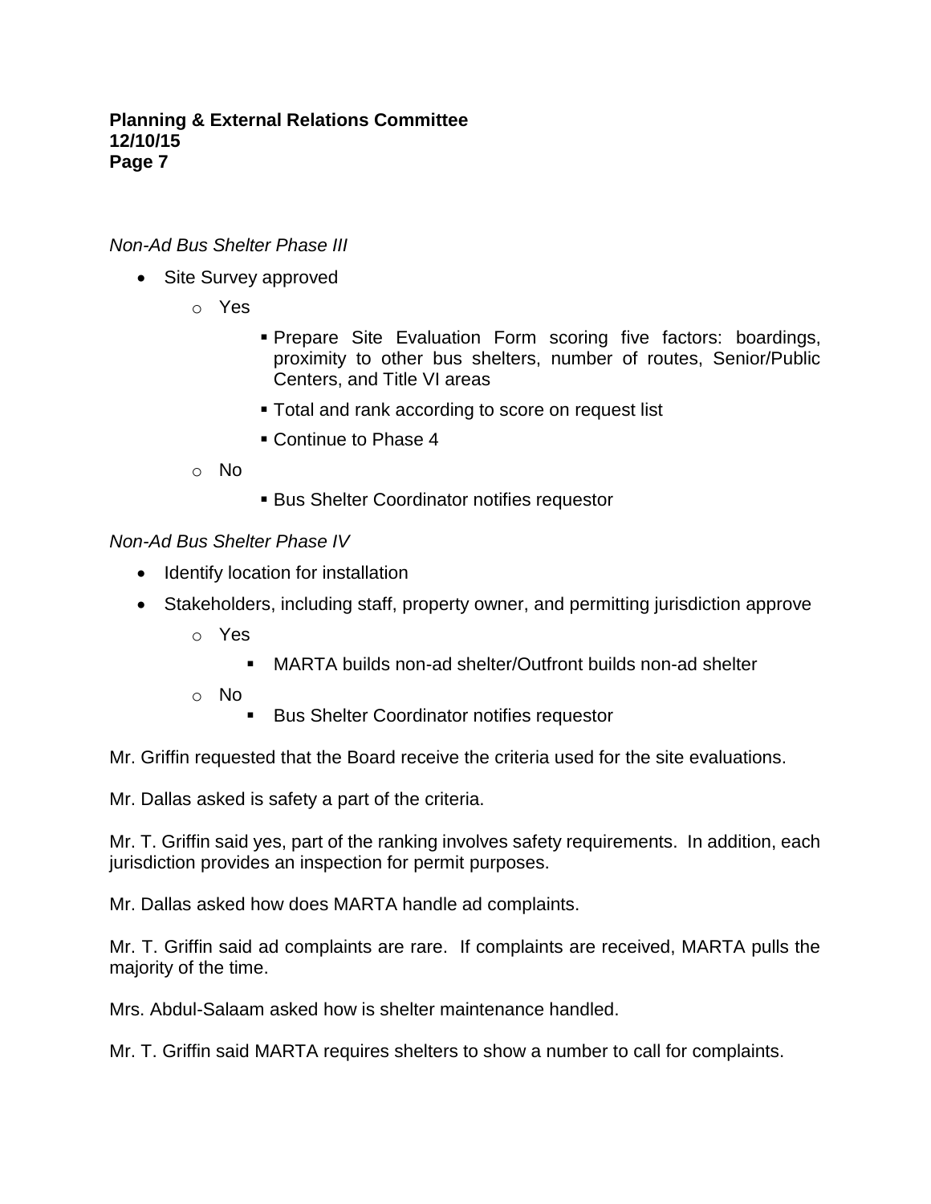*Non-Ad Bus Shelter Phase III*

- Site Survey approved
  - Yes
    - Prepare Site Evaluation Form scoring five factors: boardings, proximity to other bus shelters, number of routes, Senior/Public Centers, and Title VI areas
    - Total and rank according to score on request list
    - Continue to Phase 4
  - No
    - Bus Shelter Coordinator notifies requestor

*Non-Ad Bus Shelter Phase IV*

- Identify location for installation
- Stakeholders, including staff, property owner, and permitting jurisdiction approve
  - Yes
    - MARTA builds non-ad shelter/Outfront builds non-ad shelter
  - No
    - Bus Shelter Coordinator notifies requestor

Mr. Griffin requested that the Board receive the criteria used for the site evaluations.

Mr. Dallas asked is safety a part of the criteria.

Mr. T. Griffin said yes, part of the ranking involves safety requirements. In addition, each jurisdiction provides an inspection for permit purposes.

Mr. Dallas asked how does MARTA handle ad complaints.

Mr. T. Griffin said ad complaints are rare. If complaints are received, MARTA pulls the majority of the time.

Mrs. Abdul-Salaam asked how is shelter maintenance handled.

Mr. T. Griffin said MARTA requires shelters to show a number to call for complaints.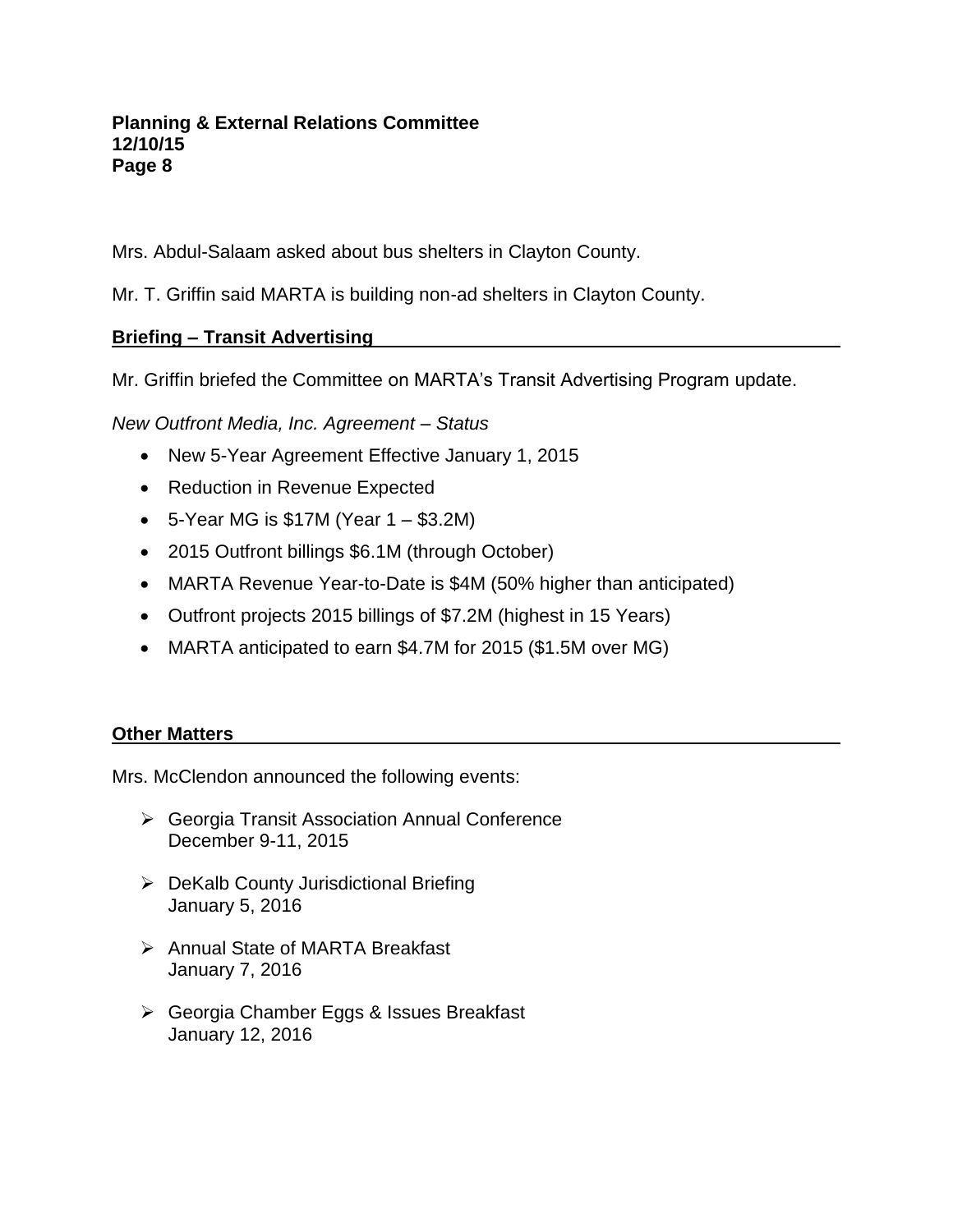Mrs. Abdul-Salaam asked about bus shelters in Clayton County.

Mr. T. Griffin said MARTA is building non-ad shelters in Clayton County.

**Briefing – Transit Advertising**

Mr. Griffin briefed the Committee on MARTA's Transit Advertising Program update.

*New Outfront Media, Inc. Agreement – Status*

- New 5-Year Agreement Effective January 1, 2015
- Reduction in Revenue Expected
- 5-Year MG is $17M (Year 1 – $3.2M)
- 2015 Outfront billings $6.1M (through October)
- MARTA Revenue Year-to-Date is $4M (50% higher than anticipated)
- Outfront projects 2015 billings of $7.2M (highest in 15 Years)
- MARTA anticipated to earn $4.7M for 2015 ($1.5M over MG)

**Other Matters**

Mrs. McClendon announced the following events:

- Georgia Transit Association Annual Conference
  December 9-11, 2015
- DeKalb County Jurisdictional Briefing
  January 5, 2016
- Annual State of MARTA Breakfast
  January 7, 2016
- Georgia Chamber Eggs & Issues Breakfast
  January 12, 2016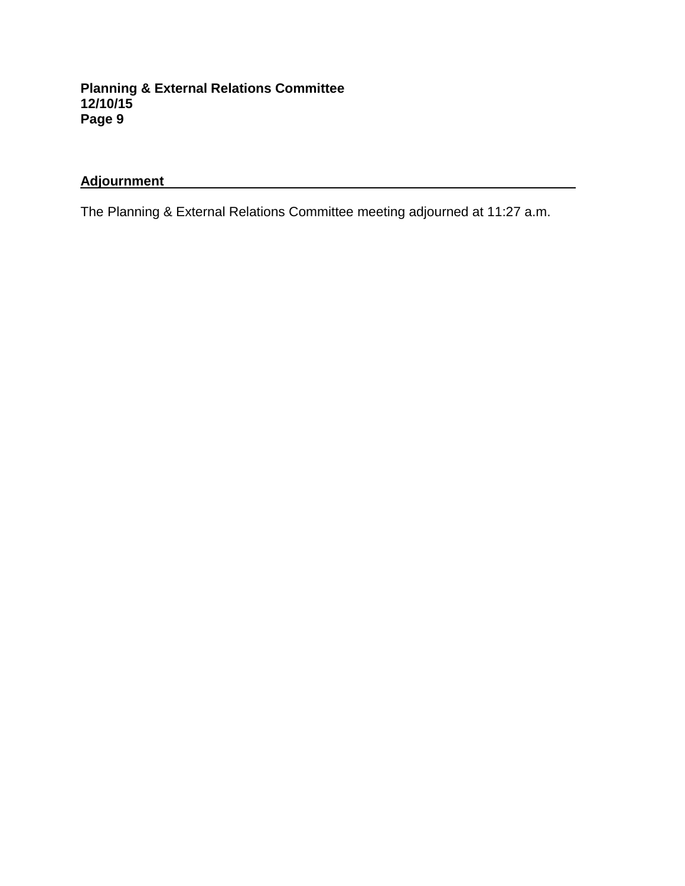## Adjournment

The Planning & External Relations Committee meeting adjourned at 11:27 a.m.